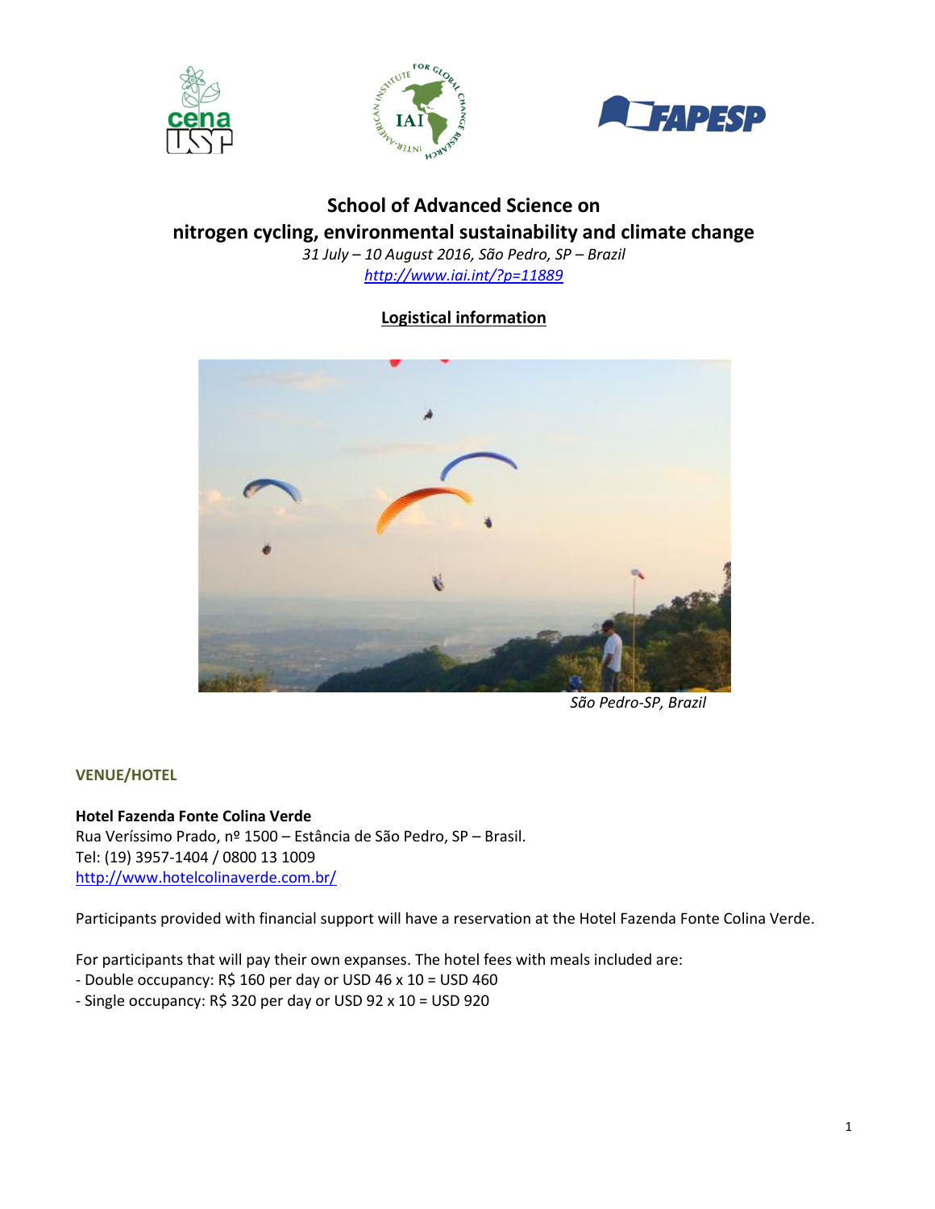# School of Advanced Science on nitrogen cycling, environmental sustainability and climate change

*31 July – 10 August 2016, São Pedro, SP – Brazil*

[http://www.iai.int/?p=11889](http://www.iai.int/?p=11889)

## Logistical information

*São Pedro-SP, Brazil*

### VENUE/HOTEL

**Hotel Fazenda Fonte Colina Verde**
Rua Veríssimo Prado, nº 1500 – Estância de São Pedro, SP – Brasil.
Tel: (19) 3957-1404 / 0800 13 1009
[http://www.hotelcolinaverde.com.br/](http://www.hotelcolinaverde.com.br/)

Participants provided with financial support will have a reservation at the Hotel Fazenda Fonte Colina Verde.

For participants that will pay their own expanses. The hotel fees with meals included are:
- Double occupancy: R$ 160 per day or USD 46 x 10 = USD 460
- Single occupancy: R$ 320 per day or USD 92 x 10 = USD 920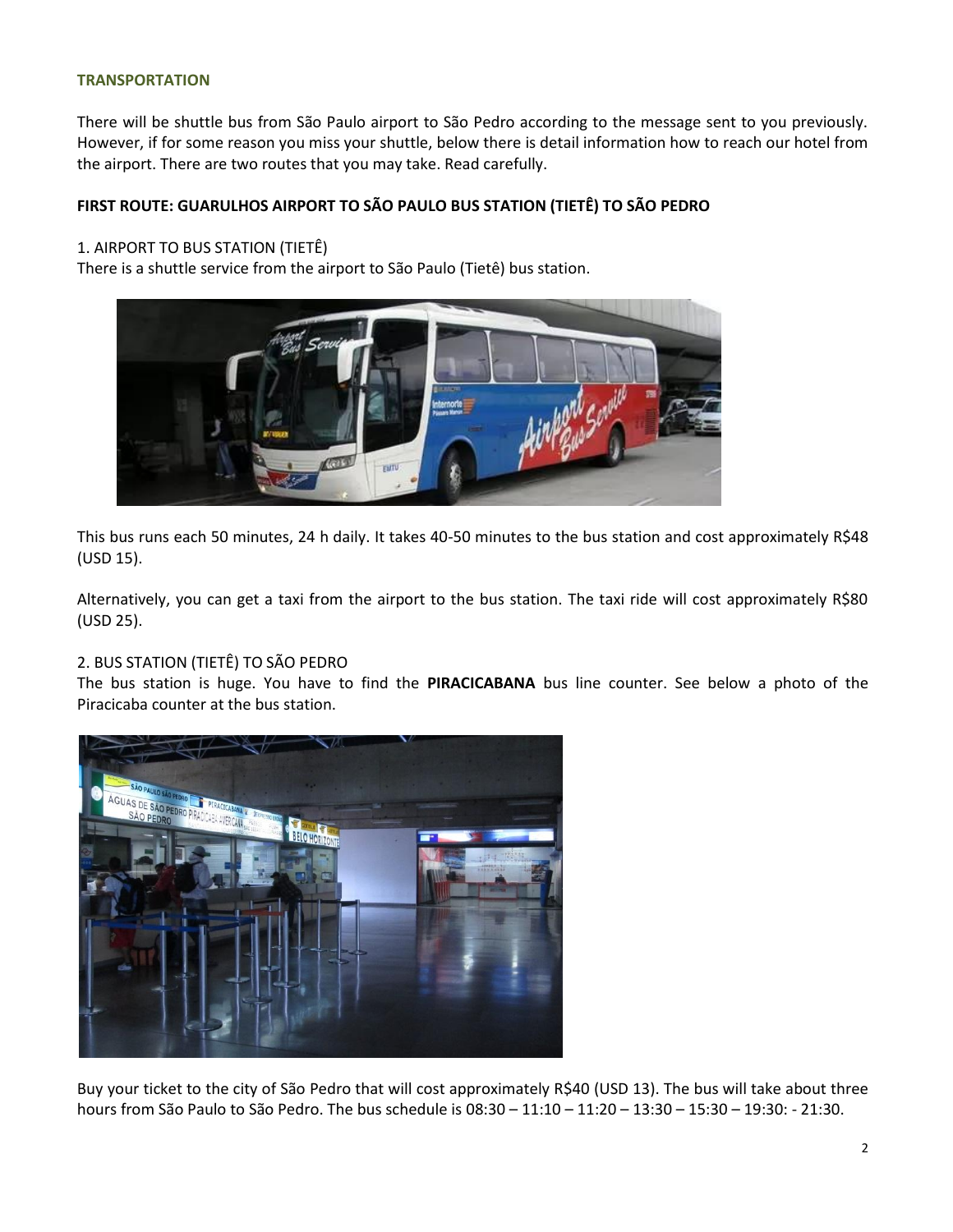## TRANSPORTATION

There will be shuttle bus from São Paulo airport to São Pedro according to the message sent to you previously. However, if for some reason you miss your shuttle, below there is detail information how to reach our hotel from the airport. There are two routes that you may take. Read carefully.

### FIRST ROUTE: GUARULHOS AIRPORT TO SÃO PAULO BUS STATION (TIETÊ) TO SÃO PEDRO

1. AIRPORT TO BUS STATION (TIETÊ)

There is a shuttle service from the airport to São Paulo (Tietê) bus station.

This bus runs each 50 minutes, 24 h daily. It takes 40-50 minutes to the bus station and cost approximately R$48 (USD 15).

Alternatively, you can get a taxi from the airport to the bus station. The taxi ride will cost approximately R$80 (USD 25).

2. BUS STATION (TIETÊ) TO SÃO PEDRO

The bus station is huge. You have to find the **PIRACICABANA** bus line counter. See below a photo of the Piracicaba counter at the bus station.

Buy your ticket to the city of São Pedro that will cost approximately R$40 (USD 13). The bus will take about three hours from São Paulo to São Pedro. The bus schedule is 08:30 – 11:10 – 11:20 – 13:30 – 15:30 – 19:30: - 21:30.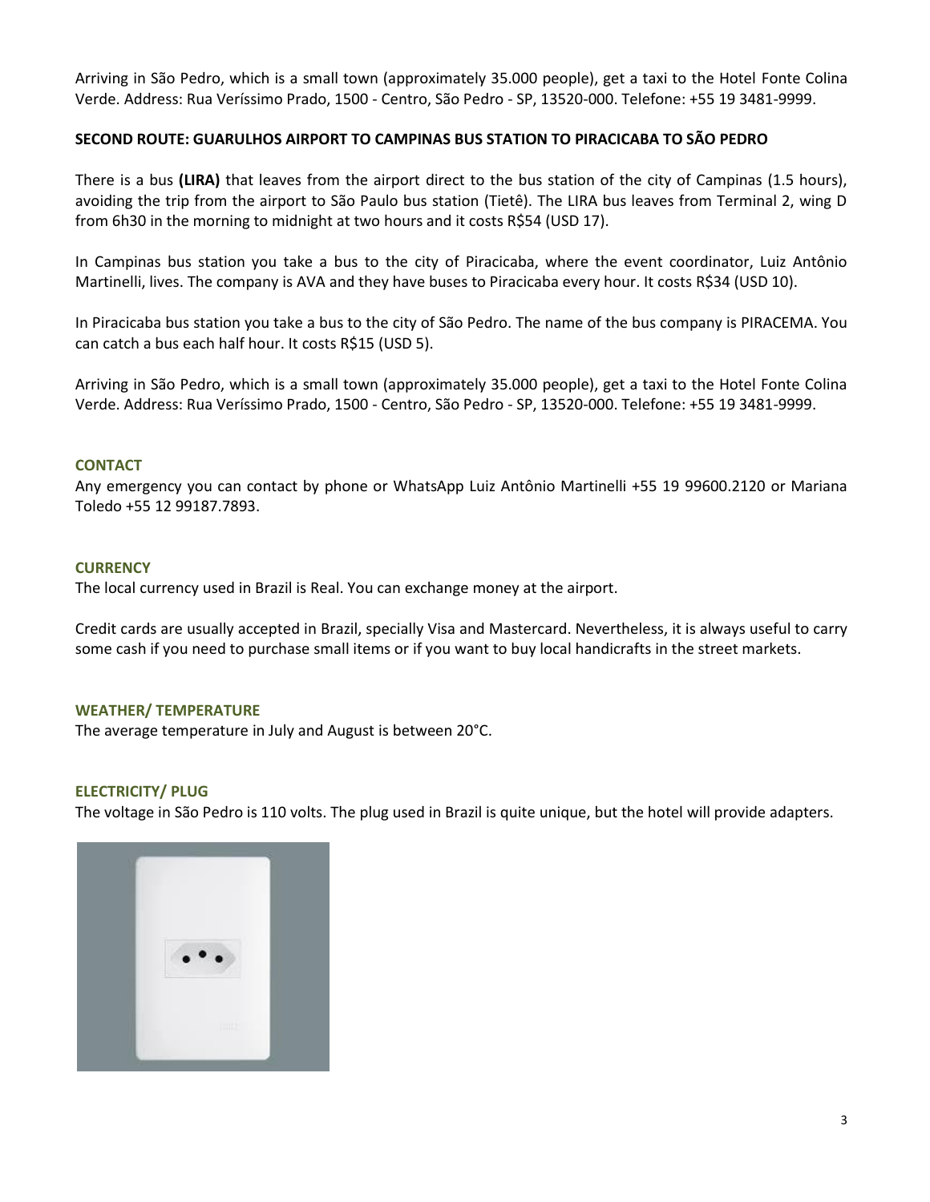Arriving in São Pedro, which is a small town (approximately 35.000 people), get a taxi to the Hotel Fonte Colina Verde. Address: Rua Veríssimo Prado, 1500 - Centro, São Pedro - SP, 13520-000. Telefone: +55 19 3481-9999.

**SECOND ROUTE: GUARULHOS AIRPORT TO CAMPINAS BUS STATION TO PIRACICABA TO SÃO PEDRO**

There is a bus **(LIRA)** that leaves from the airport direct to the bus station of the city of Campinas (1.5 hours), avoiding the trip from the airport to São Paulo bus station (Tietê). The LIRA bus leaves from Terminal 2, wing D from 6h30 in the morning to midnight at two hours and it costs R$54 (USD 17).

In Campinas bus station you take a bus to the city of Piracicaba, where the event coordinator, Luiz Antônio Martinelli, lives. The company is AVA and they have buses to Piracicaba every hour. It costs R$34 (USD 10).

In Piracicaba bus station you take a bus to the city of São Pedro. The name of the bus company is PIRACEMA. You can catch a bus each half hour. It costs R$15 (USD 5).

Arriving in São Pedro, which is a small town (approximately 35.000 people), get a taxi to the Hotel Fonte Colina Verde. Address: Rua Veríssimo Prado, 1500 - Centro, São Pedro - SP, 13520-000. Telefone: +55 19 3481-9999.

## CONTACT

Any emergency you can contact by phone or WhatsApp Luiz Antônio Martinelli +55 19 99600.2120 or Mariana Toledo +55 12 99187.7893.

## CURRENCY

The local currency used in Brazil is Real. You can exchange money at the airport.

Credit cards are usually accepted in Brazil, specially Visa and Mastercard. Nevertheless, it is always useful to carry some cash if you need to purchase small items or if you want to buy local handicrafts in the street markets.

## WEATHER/ TEMPERATURE

The average temperature in July and August is between 20°C.

## ELECTRICITY/ PLUG

The voltage in São Pedro is 110 volts. The plug used in Brazil is quite unique, but the hotel will provide adapters.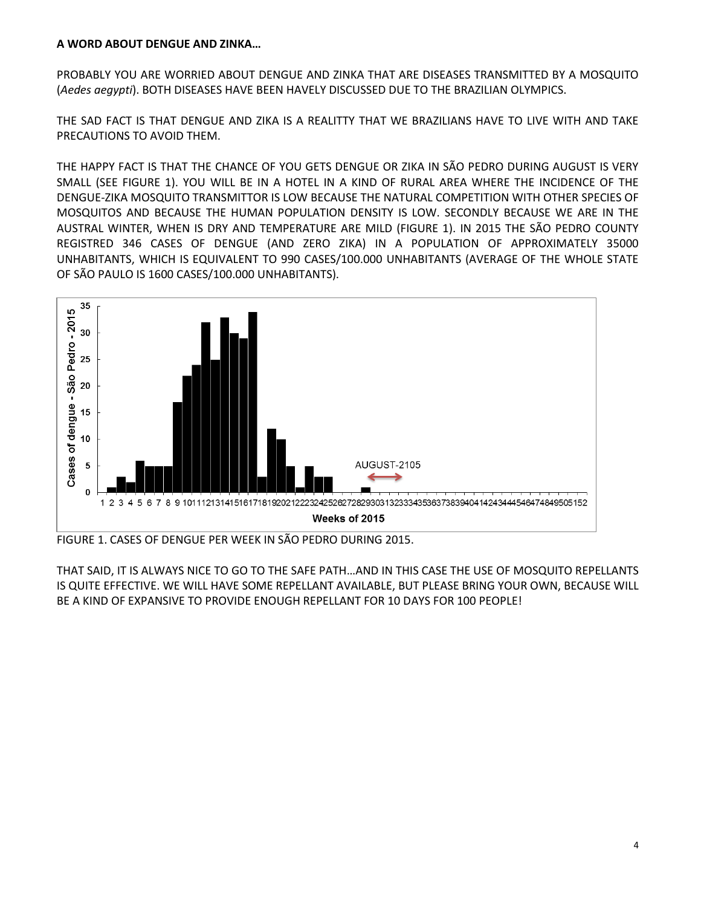**A WORD ABOUT DENGUE AND ZINKA…**

PROBABLY YOU ARE WORRIED ABOUT DENGUE AND ZINKA THAT ARE DISEASES TRANSMITTED BY A MOSQUITO (*Aedes aegypti*). BOTH DISEASES HAVE BEEN HAVELY DISCUSSED DUE TO THE BRAZILIAN OLYMPICS.

THE SAD FACT IS THAT DENGUE AND ZIKA IS A REALITTY THAT WE BRAZILIANS HAVE TO LIVE WITH AND TAKE PRECAUTIONS TO AVOID THEM.

THE HAPPY FACT IS THAT THE CHANCE OF YOU GETS DENGUE OR ZIKA IN SÃO PEDRO DURING AUGUST IS VERY SMALL (SEE FIGURE 1). YOU WILL BE IN A HOTEL IN A KIND OF RURAL AREA WHERE THE INCIDENCE OF THE DENGUE-ZIKA MOSQUITO TRANSMITTOR IS LOW BECAUSE THE NATURAL COMPETITION WITH OTHER SPECIES OF MOSQUITOS AND BECAUSE THE HUMAN POPULATION DENSITY IS LOW. SECONDLY BECAUSE WE ARE IN THE AUSTRAL WINTER, WHEN IS DRY AND TEMPERATURE ARE MILD (FIGURE 1). IN 2015 THE SÃO PEDRO COUNTY REGISTRED 346 CASES OF DENGUE (AND ZERO ZIKA) IN A POPULATION OF APPROXIMATELY 35000 UNHABITANTS, WHICH IS EQUIVALENT TO 990 CASES/100.000 UNHABITANTS (AVERAGE OF THE WHOLE STATE OF SÃO PAULO IS 1600 CASES/100.000 UNHABITANTS).

Cases of dengue - São Pedro - 2015

0 5 10 15 20 25 30 35

AUGUST-2105

1 2 3 4 5 6 7 8 9 10 11 12 13 14 15 16 17 18 19 20 21 22 23 24 25 26 27 28 29 30 31 32 33 34 35 36 37 38 39 40 41 42 43 44 45 46 47 48 49 50 51 52

Weeks of 2015

FIGURE 1. CASES OF DENGUE PER WEEK IN SÃO PEDRO DURING 2015.

THAT SAID, IT IS ALWAYS NICE TO GO TO THE SAFE PATH…AND IN THIS CASE THE USE OF MOSQUITO REPELLANTS IS QUITE EFFECTIVE. WE WILL HAVE SOME REPELLANT AVAILABLE, BUT PLEASE BRING YOUR OWN, BECAUSE WILL BE A KIND OF EXPANSIVE TO PROVIDE ENOUGH REPELLANT FOR 10 DAYS FOR 100 PEOPLE!